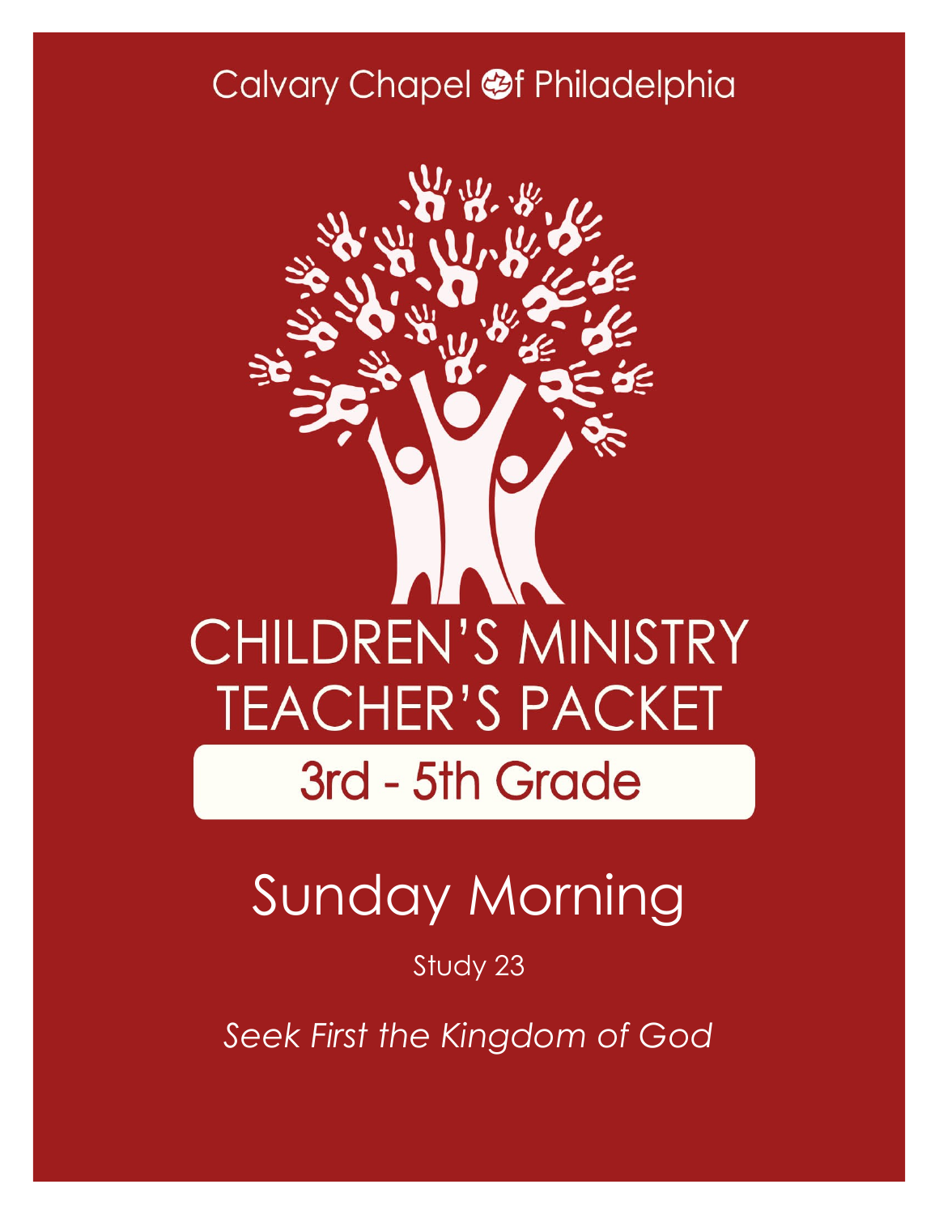Calvary Chapel of Philadelphia

# CHILDREN'S MINISTRY TEACHER'S PACKET

## 3rd - 5th Grade

# Sunday Morning

Study 23

*Seek First the Kingdom of God*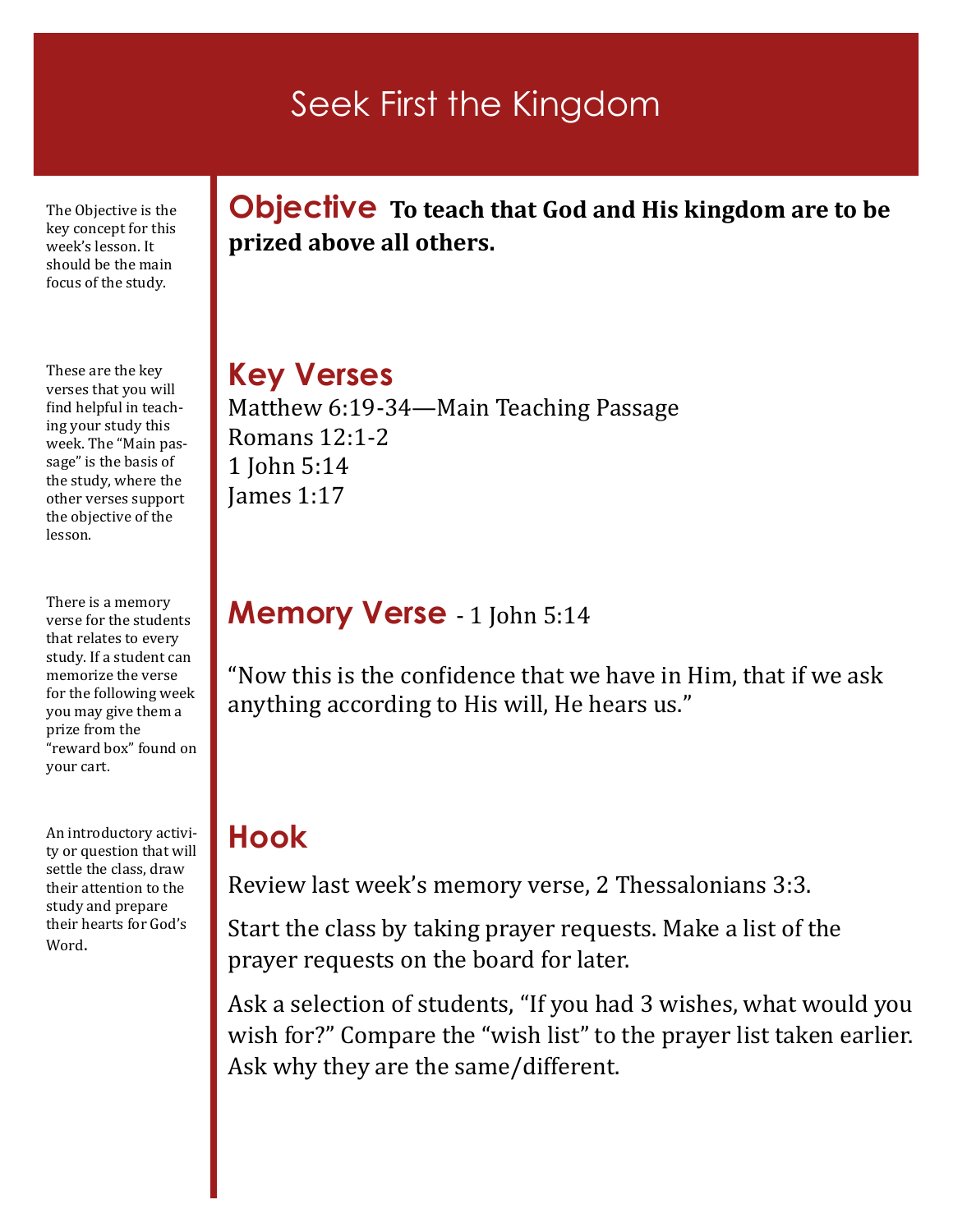# Seek First the Kingdom

The Objective is the key concept for this week's lesson. It should be the main focus of the study.

## Objective

**To teach that God and His kingdom are to be prized above all others.**

These are the key verses that you will find helpful in teaching your study this week. The "Main passage" is the basis of the study, where the other verses support the objective of the lesson.

## Key Verses

Matthew 6:19-34—Main Teaching Passage
Romans 12:1-2
1 John 5:14
James 1:17

There is a memory verse for the students that relates to every study. If a student can memorize the verse for the following week you may give them a prize from the "reward box" found on your cart.

## Memory Verse - 1 John 5:14

"Now this is the confidence that we have in Him, that if we ask anything according to His will, He hears us."

An introductory activity or question that will settle the class, draw their attention to the study and prepare their hearts for God's Word.

## Hook

Review last week's memory verse, 2 Thessalonians 3:3.

Start the class by taking prayer requests. Make a list of the prayer requests on the board for later.

Ask a selection of students, "If you had 3 wishes, what would you wish for?" Compare the "wish list" to the prayer list taken earlier. Ask why they are the same/different.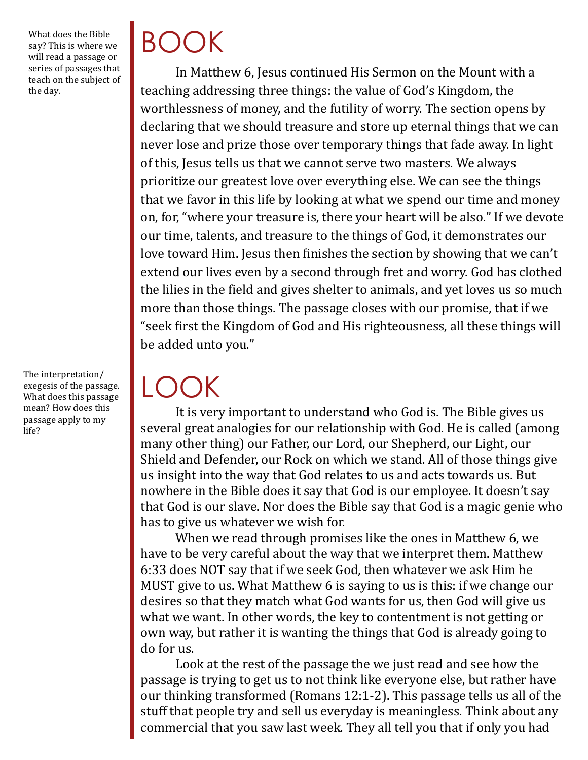What does the Bible say? This is where we will read a passage or series of passages that teach on the subject of the day.

# BOOK

In Matthew 6, Jesus continued His Sermon on the Mount with a teaching addressing three things: the value of God's Kingdom, the worthlessness of money, and the futility of worry. The section opens by declaring that we should treasure and store up eternal things that we can never lose and prize those over temporary things that fade away. In light of this, Jesus tells us that we cannot serve two masters. We always prioritize our greatest love over everything else. We can see the things that we favor in this life by looking at what we spend our time and money on, for, "where your treasure is, there your heart will be also." If we devote our time, talents, and treasure to the things of God, it demonstrates our love toward Him. Jesus then finishes the section by showing that we can't extend our lives even by a second through fret and worry. God has clothed the lilies in the field and gives shelter to animals, and yet loves us so much more than those things. The passage closes with our promise, that if we "seek first the Kingdom of God and His righteousness, all these things will be added unto you."

The interpretation/exegesis of the passage. What does this passage mean? How does this passage apply to my life?

# LOOK

It is very important to understand who God is. The Bible gives us several great analogies for our relationship with God. He is called (among many other thing) our Father, our Lord, our Shepherd, our Light, our Shield and Defender, our Rock on which we stand. All of those things give us insight into the way that God relates to us and acts towards us. But nowhere in the Bible does it say that God is our employee. It doesn't say that God is our slave. Nor does the Bible say that God is a magic genie who has to give us whatever we wish for.

When we read through promises like the ones in Matthew 6, we have to be very careful about the way that we interpret them. Matthew 6:33 does NOT say that if we seek God, then whatever we ask Him he MUST give to us. What Matthew 6 is saying to us is this: if we change our desires so that they match what God wants for us, then God will give us what we want. In other words, the key to contentment is not getting or own way, but rather it is wanting the things that God is already going to do for us.

Look at the rest of the passage the we just read and see how the passage is trying to get us to not think like everyone else, but rather have our thinking transformed (Romans 12:1-2). This passage tells us all of the stuff that people try and sell us everyday is meaningless. Think about any commercial that you saw last week. They all tell you that if only you had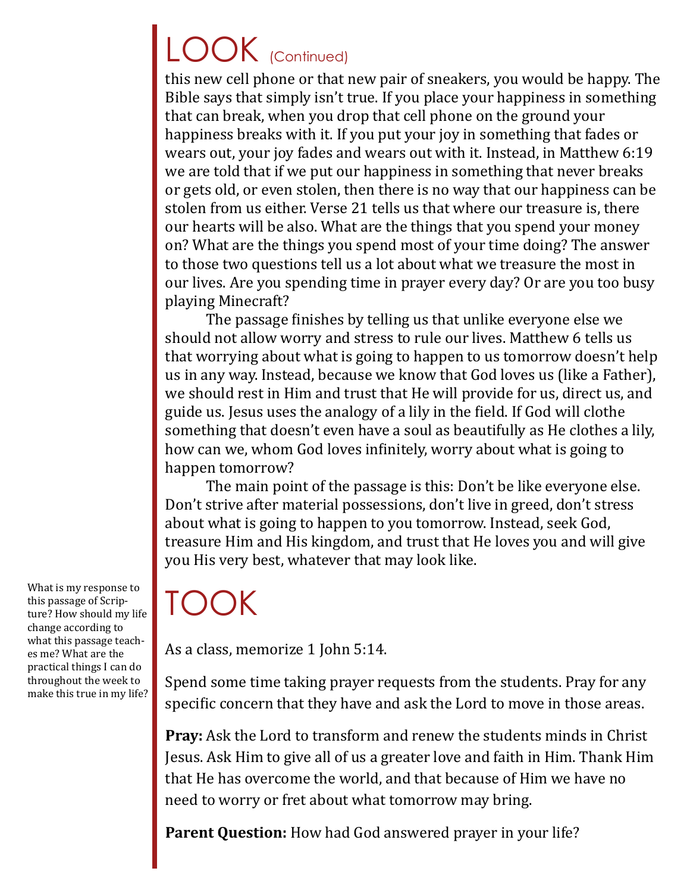# LOOK (Continued)

this new cell phone or that new pair of sneakers, you would be happy. The Bible says that simply isn't true. If you place your happiness in something that can break, when you drop that cell phone on the ground your happiness breaks with it. If you put your joy in something that fades or wears out, your joy fades and wears out with it. Instead, in Matthew 6:19 we are told that if we put our happiness in something that never breaks or gets old, or even stolen, then there is no way that our happiness can be stolen from us either. Verse 21 tells us that where our treasure is, there our hearts will be also. What are the things that you spend your money on? What are the things you spend most of your time doing? The answer to those two questions tell us a lot about what we treasure the most in our lives. Are you spending time in prayer every day? Or are you too busy playing Minecraft?

The passage finishes by telling us that unlike everyone else we should not allow worry and stress to rule our lives. Matthew 6 tells us that worrying about what is going to happen to us tomorrow doesn't help us in any way. Instead, because we know that God loves us (like a Father), we should rest in Him and trust that He will provide for us, direct us, and guide us. Jesus uses the analogy of a lily in the field. If God will clothe something that doesn't even have a soul as beautifully as He clothes a lily, how can we, whom God loves infinitely, worry about what is going to happen tomorrow?

The main point of the passage is this: Don't be like everyone else. Don't strive after material possessions, don't live in greed, don't stress about what is going to happen to you tomorrow. Instead, seek God, treasure Him and His kingdom, and trust that He loves you and will give you His very best, whatever that may look like.

# TOOK

What is my response to this passage of Scripture? How should my life change according to what this passage teaches me? What are the practical things I can do throughout the week to make this true in my life?

As a class, memorize 1 John 5:14.

Spend some time taking prayer requests from the students. Pray for any specific concern that they have and ask the Lord to move in those areas.

**Pray:** Ask the Lord to transform and renew the students minds in Christ Jesus. Ask Him to give all of us a greater love and faith in Him. Thank Him that He has overcome the world, and that because of Him we have no need to worry or fret about what tomorrow may bring.

**Parent Question:** How had God answered prayer in your life?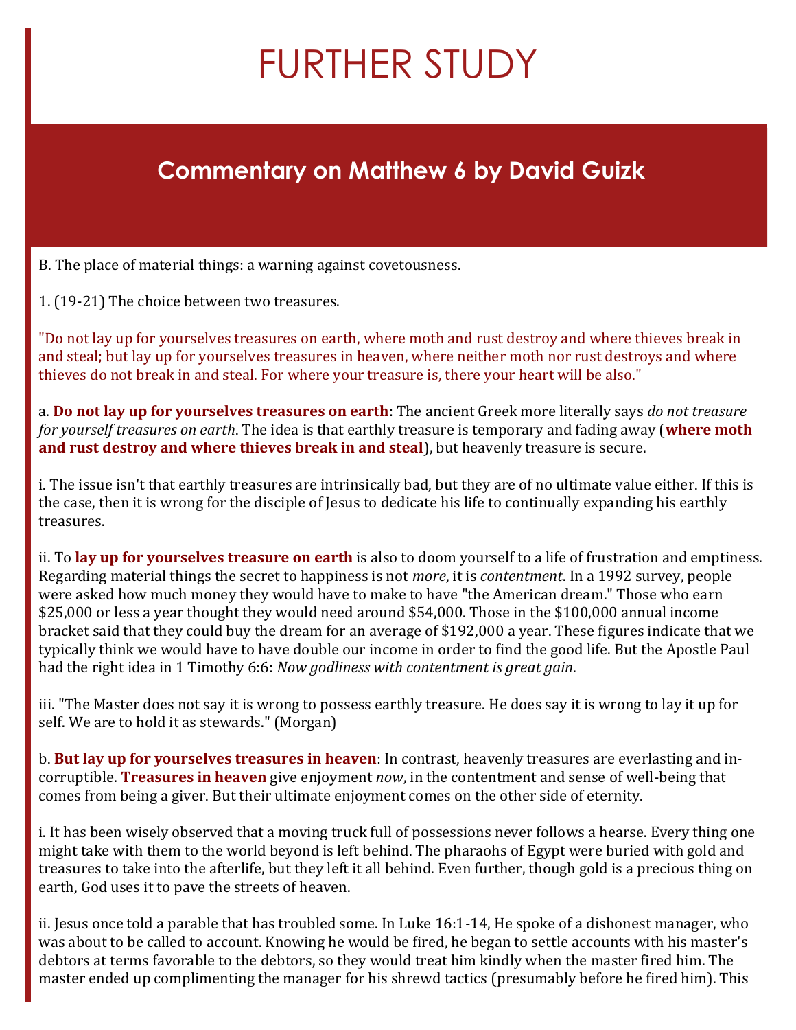# FURTHER STUDY

## Commentary on Matthew 6 by David Guizk

B. The place of material things: a warning against covetousness.

1. (19-21) The choice between two treasures.

"Do not lay up for yourselves treasures on earth, where moth and rust destroy and where thieves break in and steal; but lay up for yourselves treasures in heaven, where neither moth nor rust destroys and where thieves do not break in and steal. For where your treasure is, there your heart will be also."

a. **Do not lay up for yourselves treasures on earth**: The ancient Greek more literally says *do not treasure for yourself treasures on earth*. The idea is that earthly treasure is temporary and fading away (**where moth and rust destroy and where thieves break in and steal**), but heavenly treasure is secure.

i. The issue isn't that earthly treasures are intrinsically bad, but they are of no ultimate value either. If this is the case, then it is wrong for the disciple of Jesus to dedicate his life to continually expanding his earthly treasures.

ii. To **lay up for yourselves treasure on earth** is also to doom yourself to a life of frustration and emptiness. Regarding material things the secret to happiness is not *more*, it is *contentment*. In a 1992 survey, people were asked how much money they would have to make to have "the American dream." Those who earn $25,000 or less a year thought they would need around $54,000. Those in the $100,000 annual income bracket said that they could buy the dream for an average of $192,000 a year. These figures indicate that we typically think we would have to have double our income in order to find the good life. But the Apostle Paul had the right idea in 1 Timothy 6:6: *Now godliness with contentment is great gain*.

iii. "The Master does not say it is wrong to possess earthly treasure. He does say it is wrong to lay it up for self. We are to hold it as stewards." (Morgan)

b. **But lay up for yourselves treasures in heaven**: In contrast, heavenly treasures are everlasting and incorruptible. **Treasures in heaven** give enjoyment *now*, in the contentment and sense of well-being that comes from being a giver. But their ultimate enjoyment comes on the other side of eternity.

i. It has been wisely observed that a moving truck full of possessions never follows a hearse. Every thing one might take with them to the world beyond is left behind. The pharaohs of Egypt were buried with gold and treasures to take into the afterlife, but they left it all behind. Even further, though gold is a precious thing on earth, God uses it to pave the streets of heaven.

ii. Jesus once told a parable that has troubled some. In Luke 16:1-14, He spoke of a dishonest manager, who was about to be called to account. Knowing he would be fired, he began to settle accounts with his master's debtors at terms favorable to the debtors, so they would treat him kindly when the master fired him. The master ended up complimenting the manager for his shrewd tactics (presumably before he fired him). This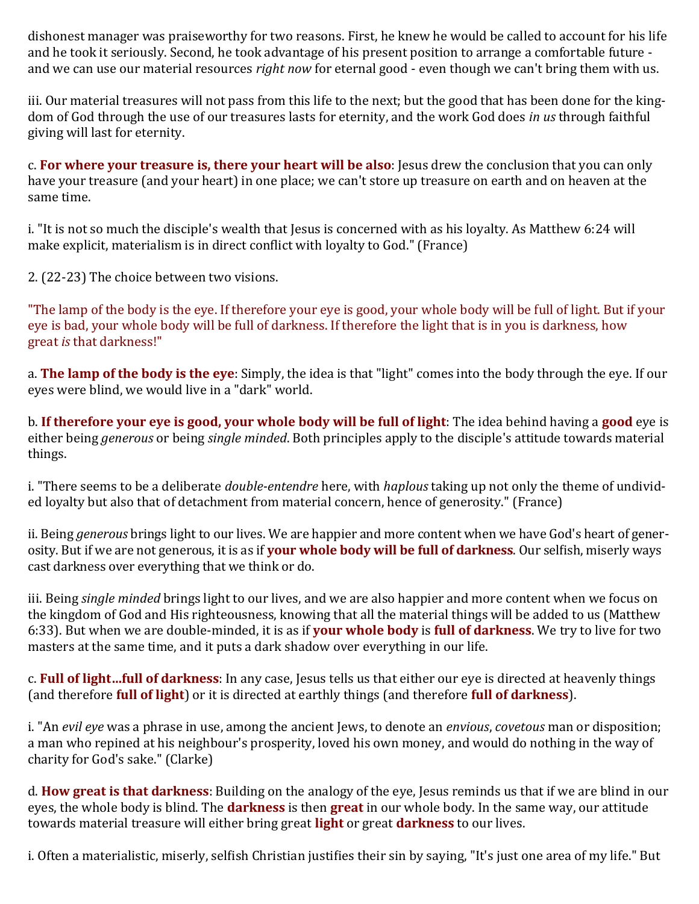dishonest manager was praiseworthy for two reasons. First, he knew he would be called to account for his life and he took it seriously. Second, he took advantage of his present position to arrange a comfortable future - and we can use our material resources *right now* for eternal good - even though we can't bring them with us.

iii. Our material treasures will not pass from this life to the next; but the good that has been done for the kingdom of God through the use of our treasures lasts for eternity, and the work God does *in us* through faithful giving will last for eternity.

c. **For where your treasure is, there your heart will be also**: Jesus drew the conclusion that you can only have your treasure (and your heart) in one place; we can't store up treasure on earth and on heaven at the same time.

i. "It is not so much the disciple's wealth that Jesus is concerned with as his loyalty. As Matthew 6:24 will make explicit, materialism is in direct conflict with loyalty to God." (France)

2. (22-23) The choice between two visions.

"The lamp of the body is the eye. If therefore your eye is good, your whole body will be full of light. But if your eye is bad, your whole body will be full of darkness. If therefore the light that is in you is darkness, how great *is* that darkness!"

a. **The lamp of the body is the eye**: Simply, the idea is that "light" comes into the body through the eye. If our eyes were blind, we would live in a "dark" world.

b. **If therefore your eye is good, your whole body will be full of light**: The idea behind having a **good** eye is either being *generous* or being *single minded*. Both principles apply to the disciple's attitude towards material things.

i. "There seems to be a deliberate *double-entendre* here, with *haplous* taking up not only the theme of undivided loyalty but also that of detachment from material concern, hence of generosity." (France)

ii. Being *generous* brings light to our lives. We are happier and more content when we have God's heart of generosity. But if we are not generous, it is as if **your whole body will be full of darkness**. Our selfish, miserly ways cast darkness over everything that we think or do.

iii. Being *single minded* brings light to our lives, and we are also happier and more content when we focus on the kingdom of God and His righteousness, knowing that all the material things will be added to us (Matthew 6:33). But when we are double-minded, it is as if **your whole body** is **full of darkness**. We try to live for two masters at the same time, and it puts a dark shadow over everything in our life.

c. **Full of light…full of darkness**: In any case, Jesus tells us that either our eye is directed at heavenly things (and therefore **full of light**) or it is directed at earthly things (and therefore **full of darkness**).

i. "An *evil eye* was a phrase in use, among the ancient Jews, to denote an *envious*, *covetous* man or disposition; a man who repined at his neighbour's prosperity, loved his own money, and would do nothing in the way of charity for God's sake." (Clarke)

d. **How great is that darkness**: Building on the analogy of the eye, Jesus reminds us that if we are blind in our eyes, the whole body is blind. The **darkness** is then **great** in our whole body. In the same way, our attitude towards material treasure will either bring great **light** or great **darkness** to our lives.

i. Often a materialistic, miserly, selfish Christian justifies their sin by saying, "It's just one area of my life." But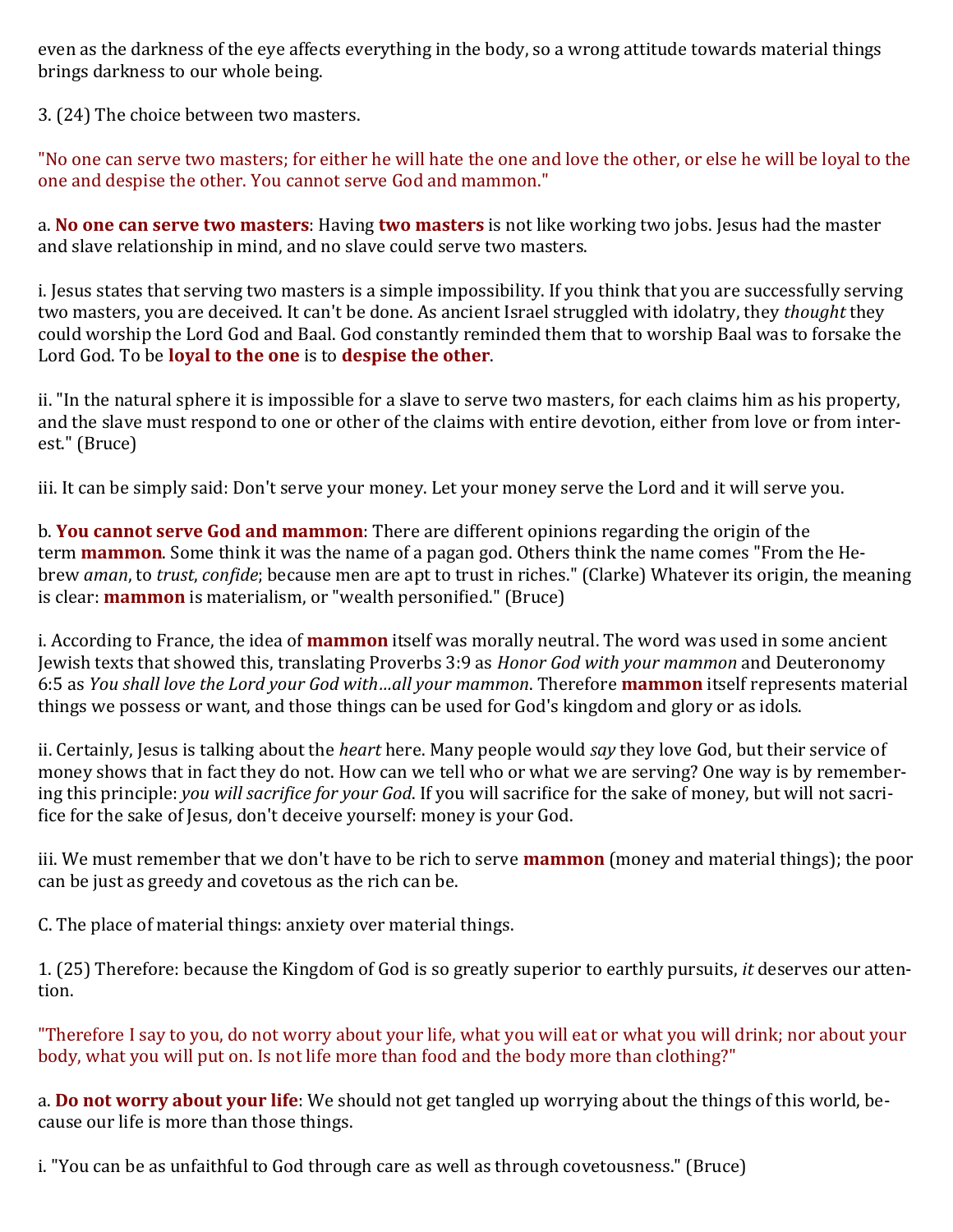even as the darkness of the eye affects everything in the body, so a wrong attitude towards material things brings darkness to our whole being.

3. (24) The choice between two masters.

"No one can serve two masters; for either he will hate the one and love the other, or else he will be loyal to the one and despise the other. You cannot serve God and mammon."

a. **No one can serve two masters**: Having **two masters** is not like working two jobs. Jesus had the master and slave relationship in mind, and no slave could serve two masters.

i. Jesus states that serving two masters is a simple impossibility. If you think that you are successfully serving two masters, you are deceived. It can't be done. As ancient Israel struggled with idolatry, they *thought* they could worship the Lord God and Baal. God constantly reminded them that to worship Baal was to forsake the Lord God. To be **loyal to the one** is to **despise the other**.

ii. "In the natural sphere it is impossible for a slave to serve two masters, for each claims him as his property, and the slave must respond to one or other of the claims with entire devotion, either from love or from interest." (Bruce)

iii. It can be simply said: Don't serve your money. Let your money serve the Lord and it will serve you.

b. **You cannot serve God and mammon**: There are different opinions regarding the origin of the term **mammon**. Some think it was the name of a pagan god. Others think the name comes "From the Hebrew *aman*, to *trust*, *confide*; because men are apt to trust in riches." (Clarke) Whatever its origin, the meaning is clear: **mammon** is materialism, or "wealth personified." (Bruce)

i. According to France, the idea of **mammon** itself was morally neutral. The word was used in some ancient Jewish texts that showed this, translating Proverbs 3:9 as *Honor God with your mammon* and Deuteronomy 6:5 as *You shall love the Lord your God with…all your mammon*. Therefore **mammon** itself represents material things we possess or want, and those things can be used for God's kingdom and glory or as idols.

ii. Certainly, Jesus is talking about the *heart* here. Many people would *say* they love God, but their service of money shows that in fact they do not. How can we tell who or what we are serving? One way is by remembering this principle: *you will sacrifice for your God*. If you will sacrifice for the sake of money, but will not sacrifice for the sake of Jesus, don't deceive yourself: money is your God.

iii. We must remember that we don't have to be rich to serve **mammon** (money and material things); the poor can be just as greedy and covetous as the rich can be.

C. The place of material things: anxiety over material things.

1. (25) Therefore: because the Kingdom of God is so greatly superior to earthly pursuits, *it* deserves our attention.

"Therefore I say to you, do not worry about your life, what you will eat or what you will drink; nor about your body, what you will put on. Is not life more than food and the body more than clothing?"

a. **Do not worry about your life**: We should not get tangled up worrying about the things of this world, because our life is more than those things.

i. "You can be as unfaithful to God through care as well as through covetousness." (Bruce)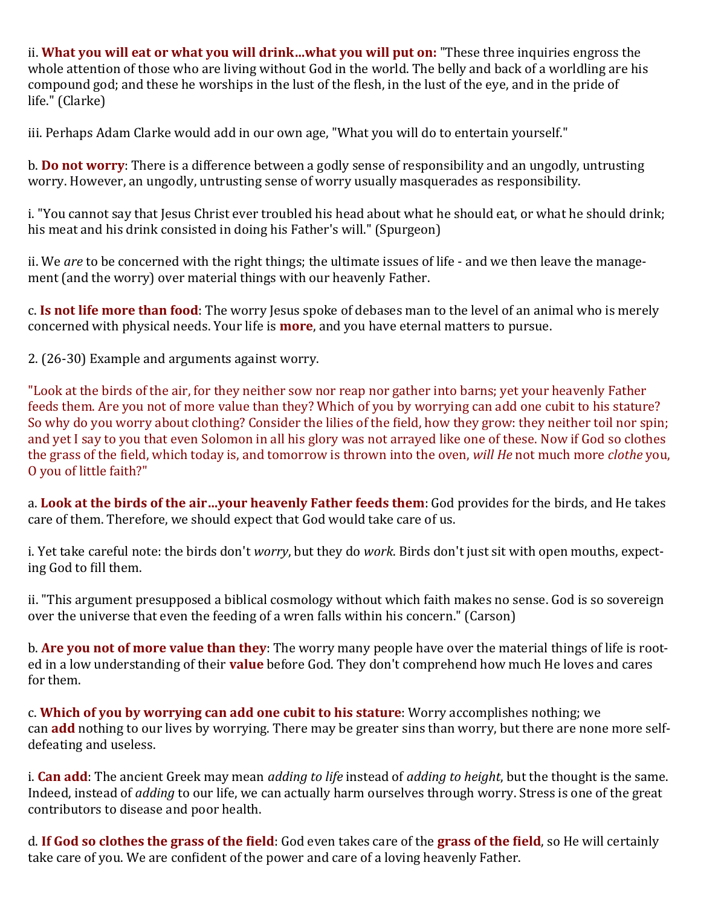ii. **What you will eat or what you will drink…what you will put on:** "These three inquiries engross the whole attention of those who are living without God in the world. The belly and back of a worldling are his compound god; and these he worships in the lust of the flesh, in the lust of the eye, and in the pride of life." (Clarke)

iii. Perhaps Adam Clarke would add in our own age, "What you will do to entertain yourself."

b. **Do not worry**: There is a difference between a godly sense of responsibility and an ungodly, untrusting worry. However, an ungodly, untrusting sense of worry usually masquerades as responsibility.

i. "You cannot say that Jesus Christ ever troubled his head about what he should eat, or what he should drink; his meat and his drink consisted in doing his Father's will." (Spurgeon)

ii. We *are* to be concerned with the right things; the ultimate issues of life - and we then leave the management (and the worry) over material things with our heavenly Father.

c. **Is not life more than food**: The worry Jesus spoke of debases man to the level of an animal who is merely concerned with physical needs. Your life is **more**, and you have eternal matters to pursue.

2. (26-30) Example and arguments against worry.

"Look at the birds of the air, for they neither sow nor reap nor gather into barns; yet your heavenly Father feeds them. Are you not of more value than they? Which of you by worrying can add one cubit to his stature? So why do you worry about clothing? Consider the lilies of the field, how they grow: they neither toil nor spin; and yet I say to you that even Solomon in all his glory was not arrayed like one of these. Now if God so clothes the grass of the field, which today is, and tomorrow is thrown into the oven, *will He* not much more *clothe* you, O you of little faith?"

a. **Look at the birds of the air…your heavenly Father feeds them**: God provides for the birds, and He takes care of them. Therefore, we should expect that God would take care of us.

i. Yet take careful note: the birds don't *worry*, but they do *work*. Birds don't just sit with open mouths, expecting God to fill them.

ii. "This argument presupposed a biblical cosmology without which faith makes no sense. God is so sovereign over the universe that even the feeding of a wren falls within his concern." (Carson)

b. **Are you not of more value than they**: The worry many people have over the material things of life is rooted in a low understanding of their **value** before God. They don't comprehend how much He loves and cares for them.

c. **Which of you by worrying can add one cubit to his stature**: Worry accomplishes nothing; we can **add** nothing to our lives by worrying. There may be greater sins than worry, but there are none more self-defeating and useless.

i. **Can add**: The ancient Greek may mean *adding to life* instead of *adding to height*, but the thought is the same. Indeed, instead of *adding* to our life, we can actually harm ourselves through worry. Stress is one of the great contributors to disease and poor health.

d. **If God so clothes the grass of the field**: God even takes care of the **grass of the field**, so He will certainly take care of you. We are confident of the power and care of a loving heavenly Father.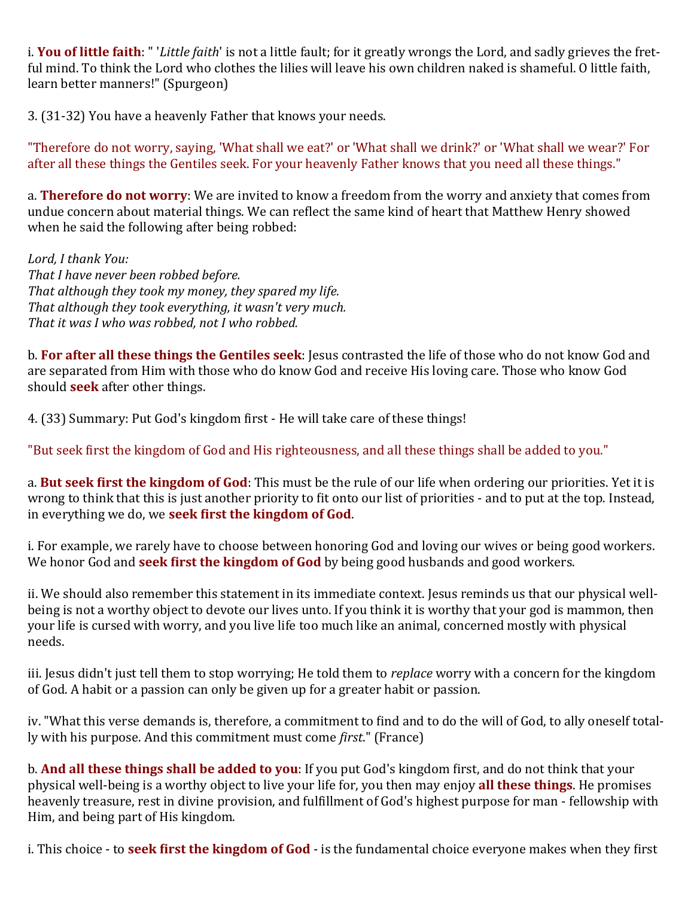i. **You of little faith**: " '*Little faith*' is not a little fault; for it greatly wrongs the Lord, and sadly grieves the fretful mind. To think the Lord who clothes the lilies will leave his own children naked is shameful. O little faith, learn better manners!" (Spurgeon)

3. (31-32) You have a heavenly Father that knows your needs.

"Therefore do not worry, saying, 'What shall we eat?' or 'What shall we drink?' or 'What shall we wear?' For after all these things the Gentiles seek. For your heavenly Father knows that you need all these things."

a. **Therefore do not worry**: We are invited to know a freedom from the worry and anxiety that comes from undue concern about material things. We can reflect the same kind of heart that Matthew Henry showed when he said the following after being robbed:

*Lord, I thank You:*
*That I have never been robbed before.*
*That although they took my money, they spared my life.*
*That although they took everything, it wasn't very much.*
*That it was I who was robbed, not I who robbed.*

b. **For after all these things the Gentiles seek**: Jesus contrasted the life of those who do not know God and are separated from Him with those who do know God and receive His loving care. Those who know God should **seek** after other things.

4. (33) Summary: Put God's kingdom first - He will take care of these things!

"But seek first the kingdom of God and His righteousness, and all these things shall be added to you."

a. **But seek first the kingdom of God**: This must be the rule of our life when ordering our priorities. Yet it is wrong to think that this is just another priority to fit onto our list of priorities - and to put at the top. Instead, in everything we do, we **seek first the kingdom of God**.

i. For example, we rarely have to choose between honoring God and loving our wives or being good workers. We honor God and **seek first the kingdom of God** by being good husbands and good workers.

ii. We should also remember this statement in its immediate context. Jesus reminds us that our physical well-being is not a worthy object to devote our lives unto. If you think it is worthy that your god is mammon, then your life is cursed with worry, and you live life too much like an animal, concerned mostly with physical needs.

iii. Jesus didn't just tell them to stop worrying; He told them to *replace* worry with a concern for the kingdom of God. A habit or a passion can only be given up for a greater habit or passion.

iv. "What this verse demands is, therefore, a commitment to find and to do the will of God, to ally oneself totally with his purpose. And this commitment must come *first*." (France)

b. **And all these things shall be added to you**: If you put God's kingdom first, and do not think that your physical well-being is a worthy object to live your life for, you then may enjoy **all these things**. He promises heavenly treasure, rest in divine provision, and fulfillment of God's highest purpose for man - fellowship with Him, and being part of His kingdom.

i. This choice - to **seek first the kingdom of God** - is the fundamental choice everyone makes when they first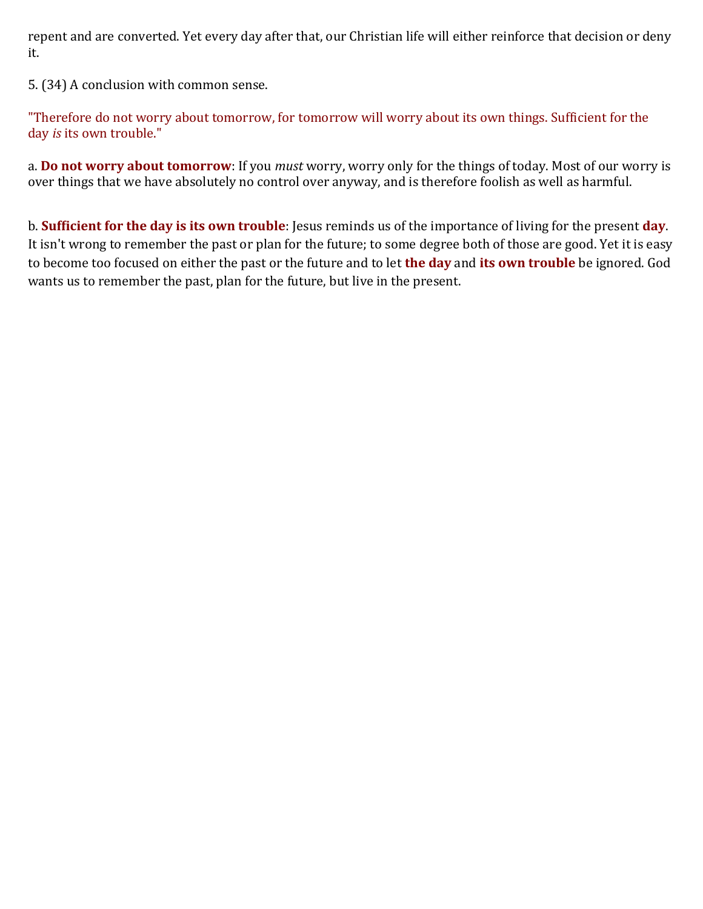repent and are converted. Yet every day after that, our Christian life will either reinforce that decision or deny it.

5. (34) A conclusion with common sense.

"Therefore do not worry about tomorrow, for tomorrow will worry about its own things. Sufficient for the day *is* its own trouble."

a. **Do not worry about tomorrow**: If you *must* worry, worry only for the things of today. Most of our worry is over things that we have absolutely no control over anyway, and is therefore foolish as well as harmful.

b. **Sufficient for the day is its own trouble**: Jesus reminds us of the importance of living for the present **day**. It isn't wrong to remember the past or plan for the future; to some degree both of those are good. Yet it is easy to become too focused on either the past or the future and to let **the day** and **its own trouble** be ignored. God wants us to remember the past, plan for the future, but live in the present.